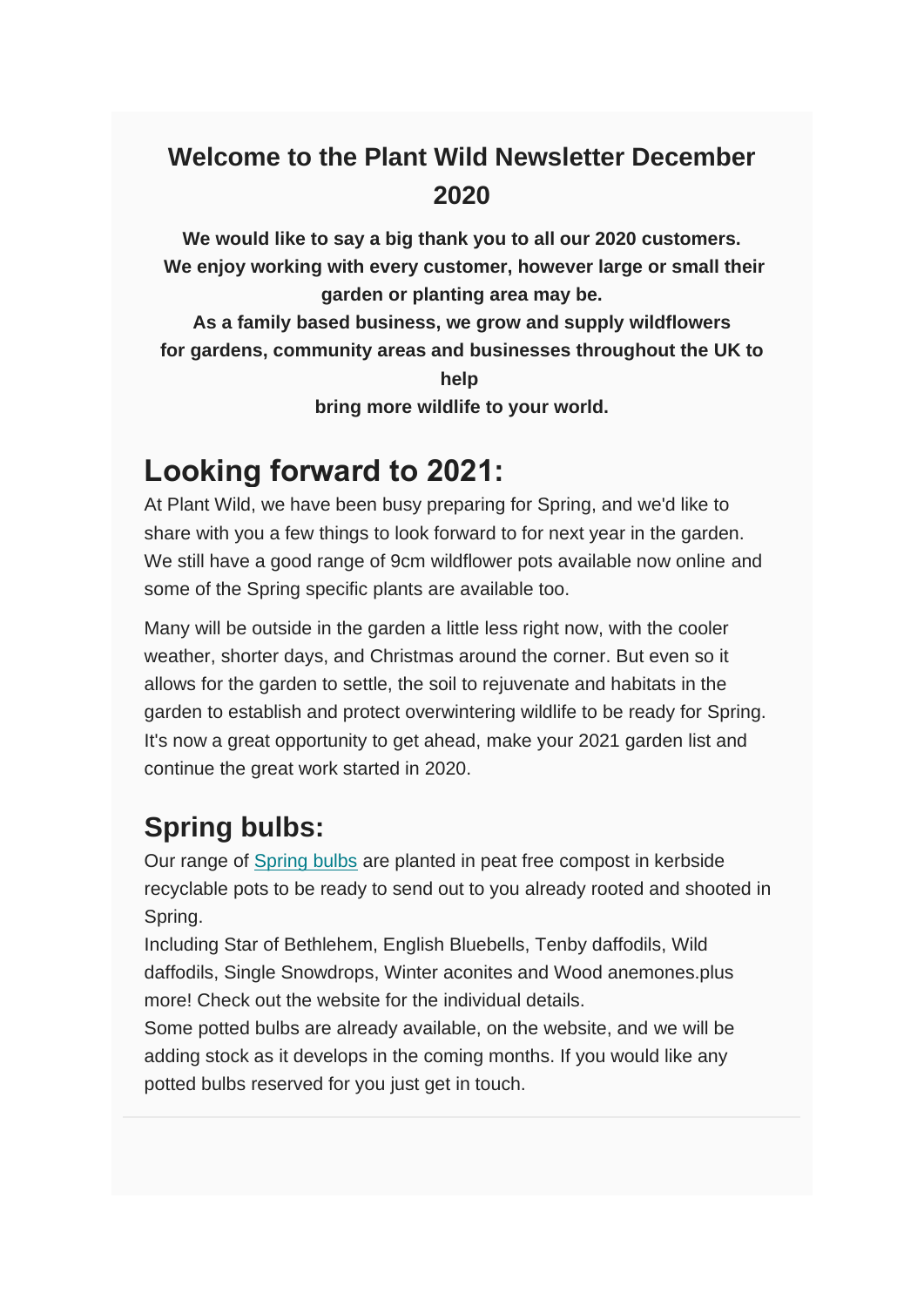## Welcome to the Plant Wild Newsletter December 2020

**We would like to say a big thank you to all our 2020 customers. We enjoy working with every customer, however large or small their garden or planting area may be.**
**As a family based business, we grow and supply wildflowers for gardens, community areas and businesses throughout the UK to help bring more wildlife to your world.**

# Looking forward to 2021:

At Plant Wild, we have been busy preparing for Spring, and we'd like to share with you a few things to look forward to for next year in the garden. We still have a good range of 9cm wildflower pots available now online and some of the Spring specific plants are available too.

Many will be outside in the garden a little less right now, with the cooler weather, shorter days, and Christmas around the corner. But even so it allows for the garden to settle, the soil to rejuvenate and habitats in the garden to establish and protect overwintering wildlife to be ready for Spring. It's now a great opportunity to get ahead, make your 2021 garden list and continue the great work started in 2020.

## Spring bulbs:

Our range of Spring bulbs are planted in peat free compost in kerbside recyclable pots to be ready to send out to you already rooted and shooted in Spring.
Including Star of Bethlehem, English Bluebells, Tenby daffodils, Wild daffodils, Single Snowdrops, Winter aconites and Wood anemones.plus more! Check out the website for the individual details.
Some potted bulbs are already available, on the website, and we will be adding stock as it develops in the coming months. If you would like any potted bulbs reserved for you just get in touch.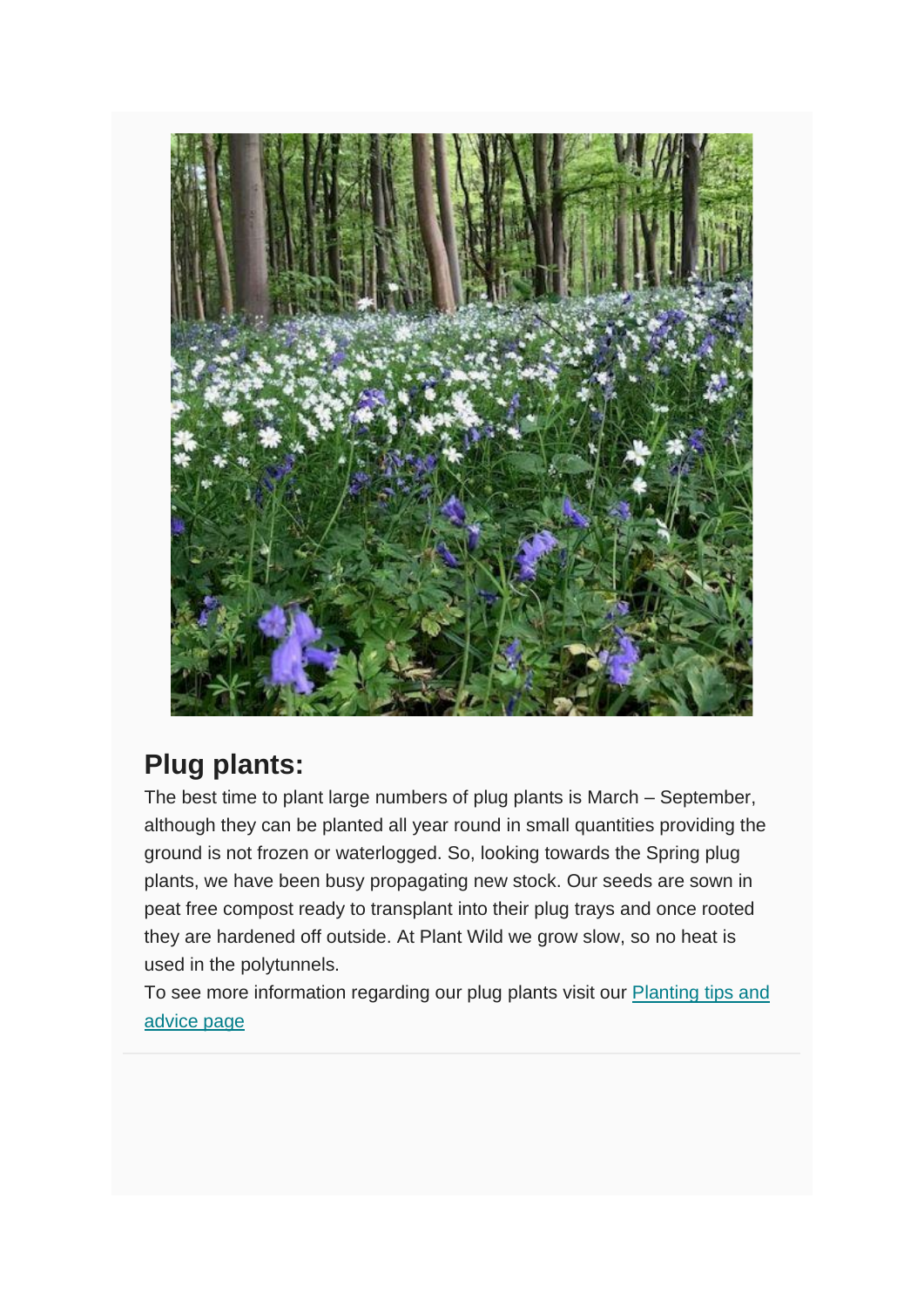## Plug plants:

The best time to plant large numbers of plug plants is March – September, although they can be planted all year round in small quantities providing the ground is not frozen or waterlogged. So, looking towards the Spring plug plants, we have been busy propagating new stock. Our seeds are sown in peat free compost ready to transplant into their plug trays and once rooted they are hardened off outside. At Plant Wild we grow slow, so no heat is used in the polytunnels.

To see more information regarding our plug plants visit our Planting tips and advice page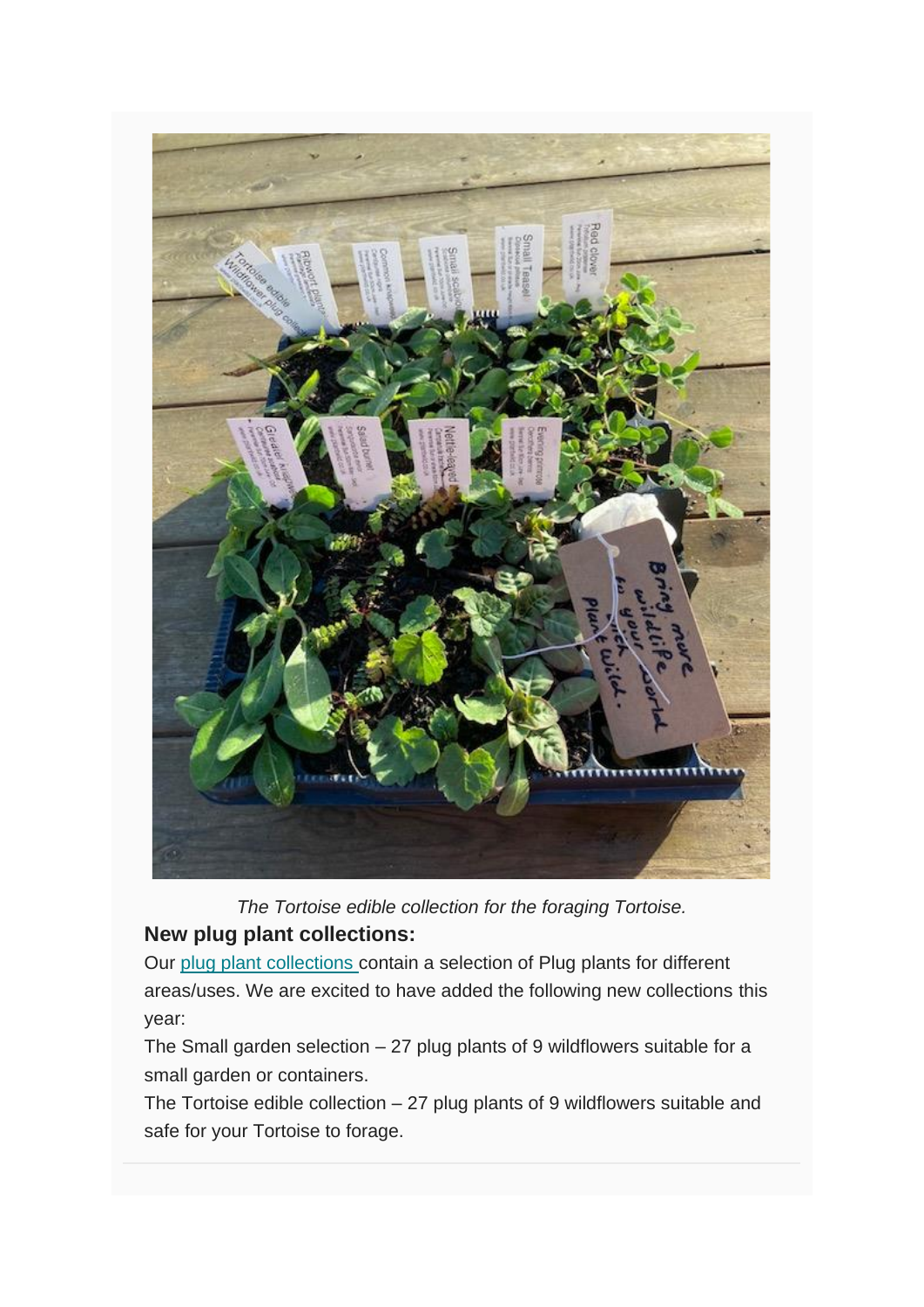*The Tortoise edible collection for the foraging Tortoise.*

**New plug plant collections:**

Our [plug plant collections](#) contain a selection of Plug plants for different areas/uses. We are excited to have added the following new collections this year:

The Small garden selection – 27 plug plants of 9 wildflowers suitable for a small garden or containers.

The Tortoise edible collection – 27 plug plants of 9 wildflowers suitable and safe for your Tortoise to forage.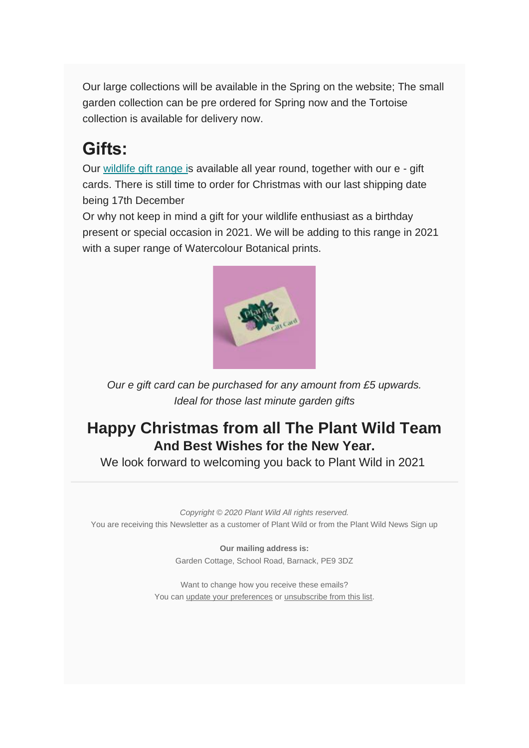Our large collections will be available in the Spring on the website; The small garden collection can be pre ordered for Spring now and the Tortoise collection is available for delivery now.

## Gifts:

Our wildlife gift range is available all year round, together with our e - gift cards. There is still time to order for Christmas with our last shipping date being 17th December

Or why not keep in mind a gift for your wildlife enthusiast as a birthday present or special occasion in 2021. We will be adding to this range in 2021 with a super range of Watercolour Botanical prints.

*Our e gift card can be purchased for any amount from £5 upwards. Ideal for those last minute garden gifts*

## Happy Christmas from all The Plant Wild Team

### And Best Wishes for the New Year.

We look forward to welcoming you back to Plant Wild in 2021

---

*Copyright © 2020 Plant Wild All rights reserved.*

You are receiving this Newsletter as a customer of Plant Wild or from the Plant Wild News Sign up

**Our mailing address is:**

Garden Cottage, School Road, Barnack, PE9 3DZ

Want to change how you receive these emails?

You can update your preferences or unsubscribe from this list.